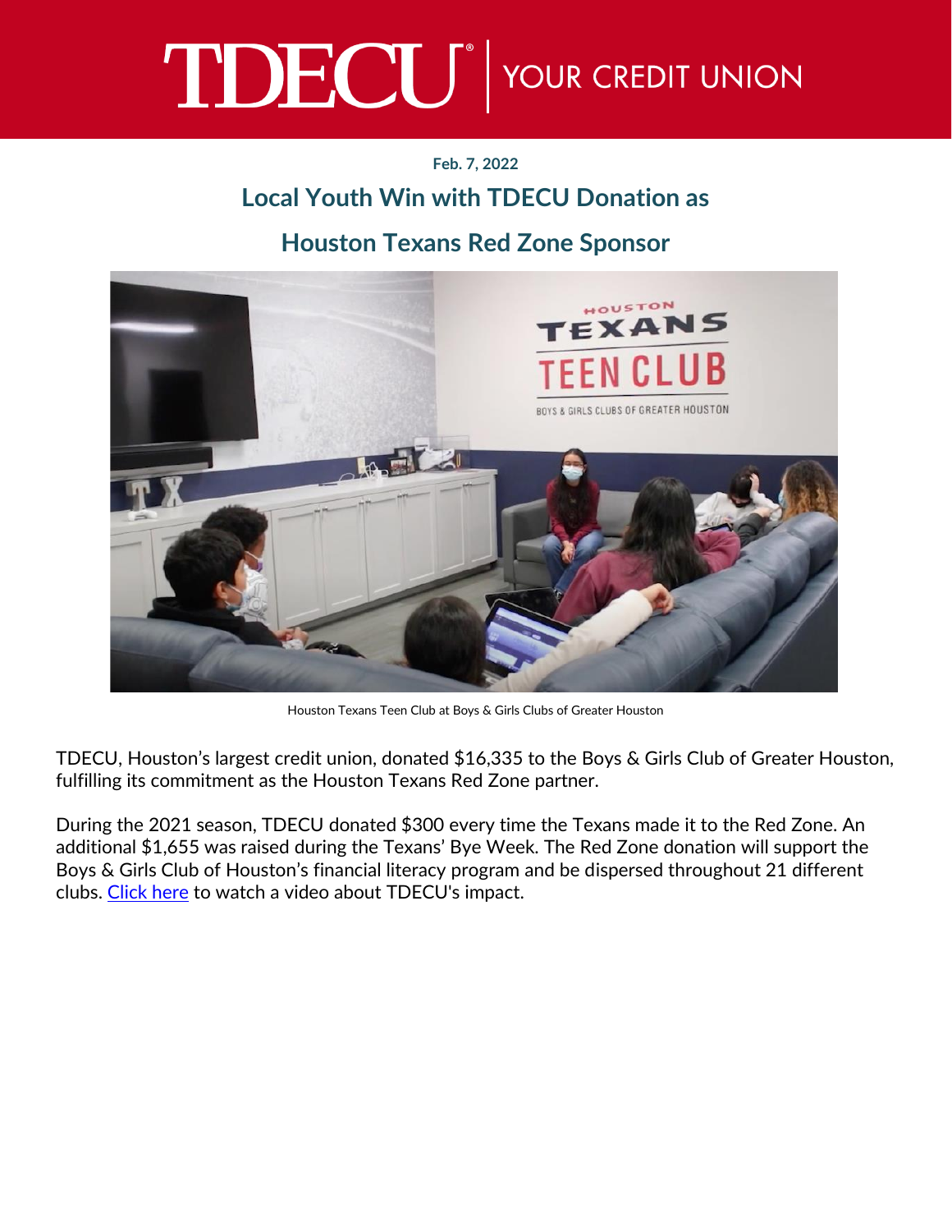TDECU | YOUR CREDIT UNION

**Feb. 7, 2022**

## Local Youth Win with TDECU Donation as Houston Texans Red Zone Sponsor

Houston Texans Teen Club at Boys & Girls Clubs of Greater Houston

TDECU, Houston's largest credit union, donated $16,335 to the Boys & Girls Club of Greater Houston, fulfilling its commitment as the Houston Texans Red Zone partner.

During the 2021 season, TDECU donated $300 every time the Texans made it to the Red Zone. An additional $1,655 was raised during the Texans' Bye Week. The Red Zone donation will support the Boys & Girls Club of Houston's financial literacy program and be dispersed throughout 21 different clubs. Click here to watch a video about TDECU's impact.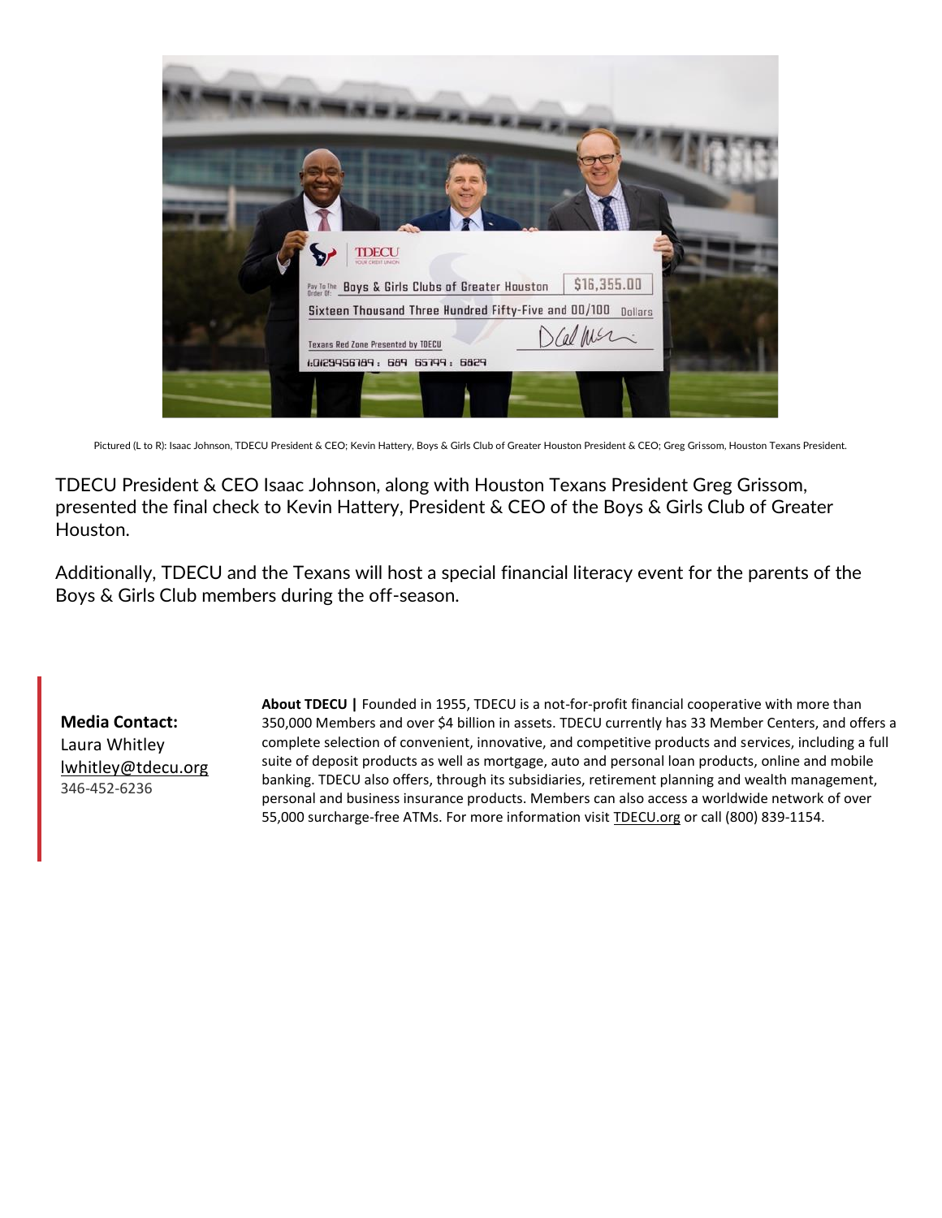Pictured (L to R): Isaac Johnson, TDECU President & CEO; Kevin Hattery, Boys & Girls Club of Greater Houston President & CEO; Greg Grissom, Houston Texans President.

TDECU President & CEO Isaac Johnson, along with Houston Texans President Greg Grissom, presented the final check to Kevin Hattery, President & CEO of the Boys & Girls Club of Greater Houston.

Additionally, TDECU and the Texans will host a special financial literacy event for the parents of the Boys & Girls Club members during the off-season.

**Media Contact:**
Laura Whitley
lwhitley@tdecu.org
346-452-6236

**About TDECU |** Founded in 1955, TDECU is a not-for-profit financial cooperative with more than 350,000 Members and over $4 billion in assets. TDECU currently has 33 Member Centers, and offers a complete selection of convenient, innovative, and competitive products and services, including a full suite of deposit products as well as mortgage, auto and personal loan products, online and mobile banking. TDECU also offers, through its subsidiaries, retirement planning and wealth management, personal and business insurance products. Members can also access a worldwide network of over 55,000 surcharge-free ATMs. For more information visit TDECU.org or call (800) 839-1154.